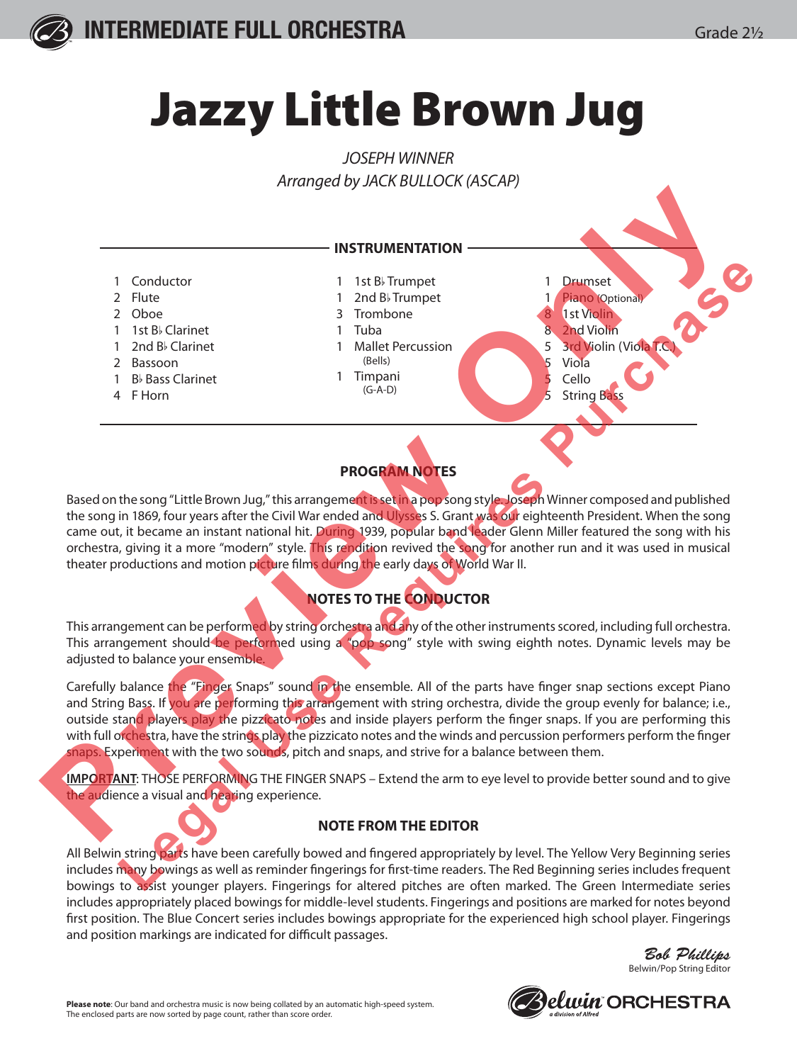INTERMEDIATE FULL ORCHESTRA

Grade 2½

# Jazzy Little Brown Jug

*JOSEPH WINNER*
*Arranged by JACK BULLOCK (ASCAP)*

## INSTRUMENTATION

- 1 Conductor
- 2 Flute
- 2 Oboe
- 1 1st B♭ Clarinet
- 1 2nd B♭ Clarinet
- 2 Bassoon
- 1 B♭ Bass Clarinet
- 4 F Horn
- 1 1st B♭ Trumpet
- 1 2nd B♭ Trumpet
- 3 Trombone
- 1 Tuba
- 1 Mallet Percussion (Bells)
- 1 Timpani (G-A-D)
- 1 Drumset
- 1 Piano (Optional)
- 8 1st Violin
- 8 2nd Violin
- 5 3rd Violin (Viola T.C.)
- 5 Viola
- 5 Cello
- 5 String Bass

## PROGRAM NOTES

Based on the song "Little Brown Jug," this arrangement is set in a pop song style. Joseph Winner composed and published the song in 1869, four years after the Civil War ended and Ulysses S. Grant was our eighteenth President. When the song came out, it became an instant national hit. During 1939, popular band leader Glenn Miller featured the song with his orchestra, giving it a more "modern" style. This rendition revived the song for another run and it was used in musical theater productions and motion picture films during the early days of World War II.

## NOTES TO THE CONDUCTOR

This arrangement can be performed by string orchestra and any of the other instruments scored, including full orchestra. This arrangement should be performed using a "pop song" style with swing eighth notes. Dynamic levels may be adjusted to balance your ensemble.

Carefully balance the "Finger Snaps" sound in the ensemble. All of the parts have finger snap sections except Piano and String Bass. If you are performing this arrangement with string orchestra, divide the group evenly for balance; i.e., outside stand players play the pizzicato notes and inside players perform the finger snaps. If you are performing this with full orchestra, have the strings play the pizzicato notes and the winds and percussion performers perform the finger snaps. Experiment with the two sounds, pitch and snaps, and strive for a balance between them.

**IMPORTANT**: THOSE PERFORMING THE FINGER SNAPS – Extend the arm to eye level to provide better sound and to give the audience a visual and hearing experience.

## NOTE FROM THE EDITOR

All Belwin string parts have been carefully bowed and fingered appropriately by level. The Yellow Very Beginning series includes many bowings as well as reminder fingerings for first-time readers. The Red Beginning series includes frequent bowings to assist younger players. Fingerings for altered pitches are often marked. The Green Intermediate series includes appropriately placed bowings for middle-level students. Fingerings and positions are marked for notes beyond first position. The Blue Concert series includes bowings appropriate for the experienced high school player. Fingerings and position markings are indicated for difficult passages.

*Bob Phillips*
Belwin/Pop String Editor

**Please note**: Our band and orchestra music is now being collated by an automatic high-speed system. The enclosed parts are now sorted by page count, rather than score order.

Belwin ORCHESTRA
a division of Alfred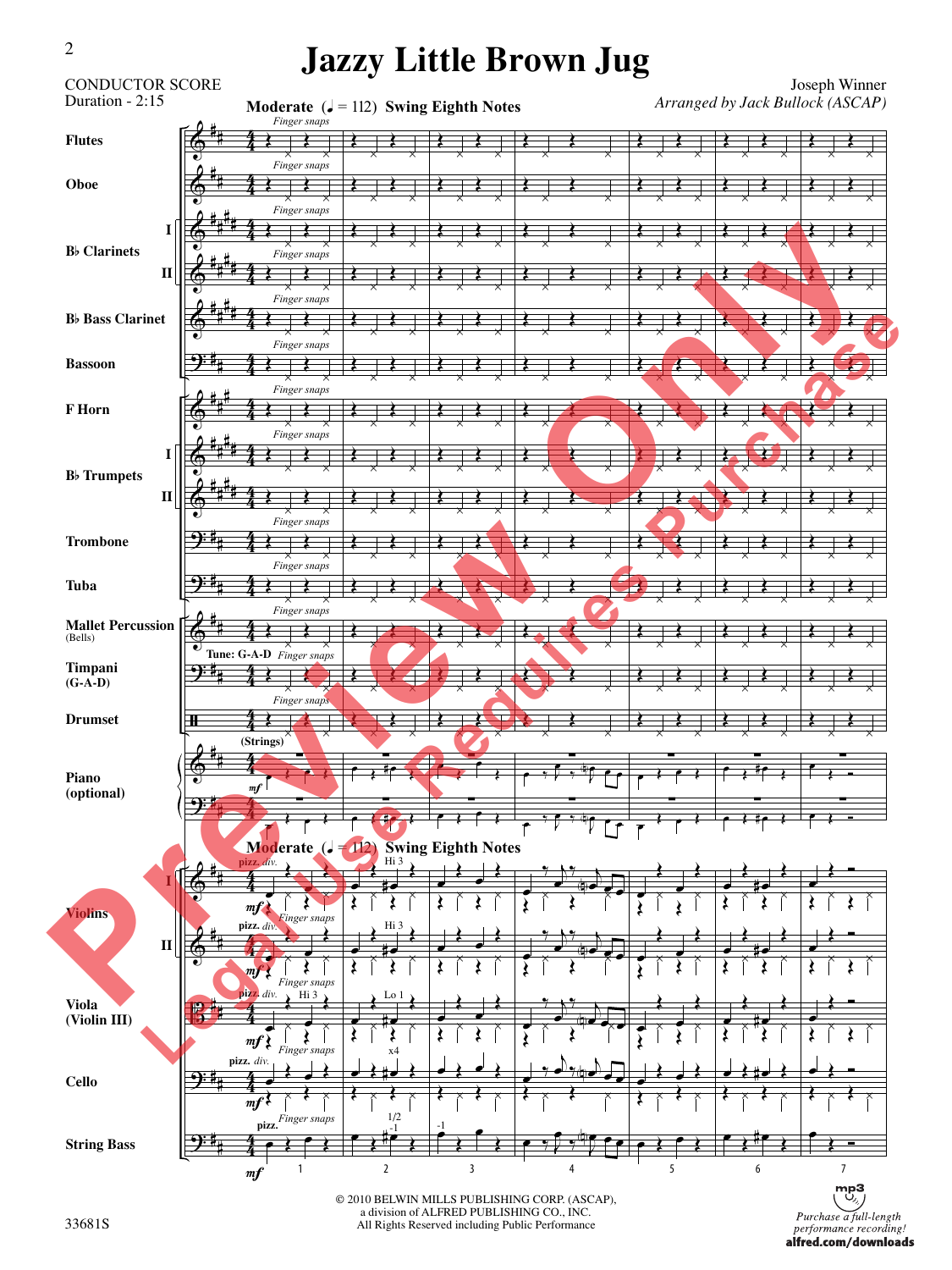# Jazzy Little Brown Jug

CONDUCTOR SCORE
Duration - 2:15

Joseph Winner
*Arranged by Jack Bullock (ASCAP)*

**Moderate** (♩ = 112) **Swing Eighth Notes**

© 2010 BELWIN MILLS PUBLISHING CORP. (ASCAP),
a division of ALFRED PUBLISHING CO., INC.
All Rights Reserved including Public Performance

33681S

*Purchase a full-length performance recording!*
**alfred.com/downloads**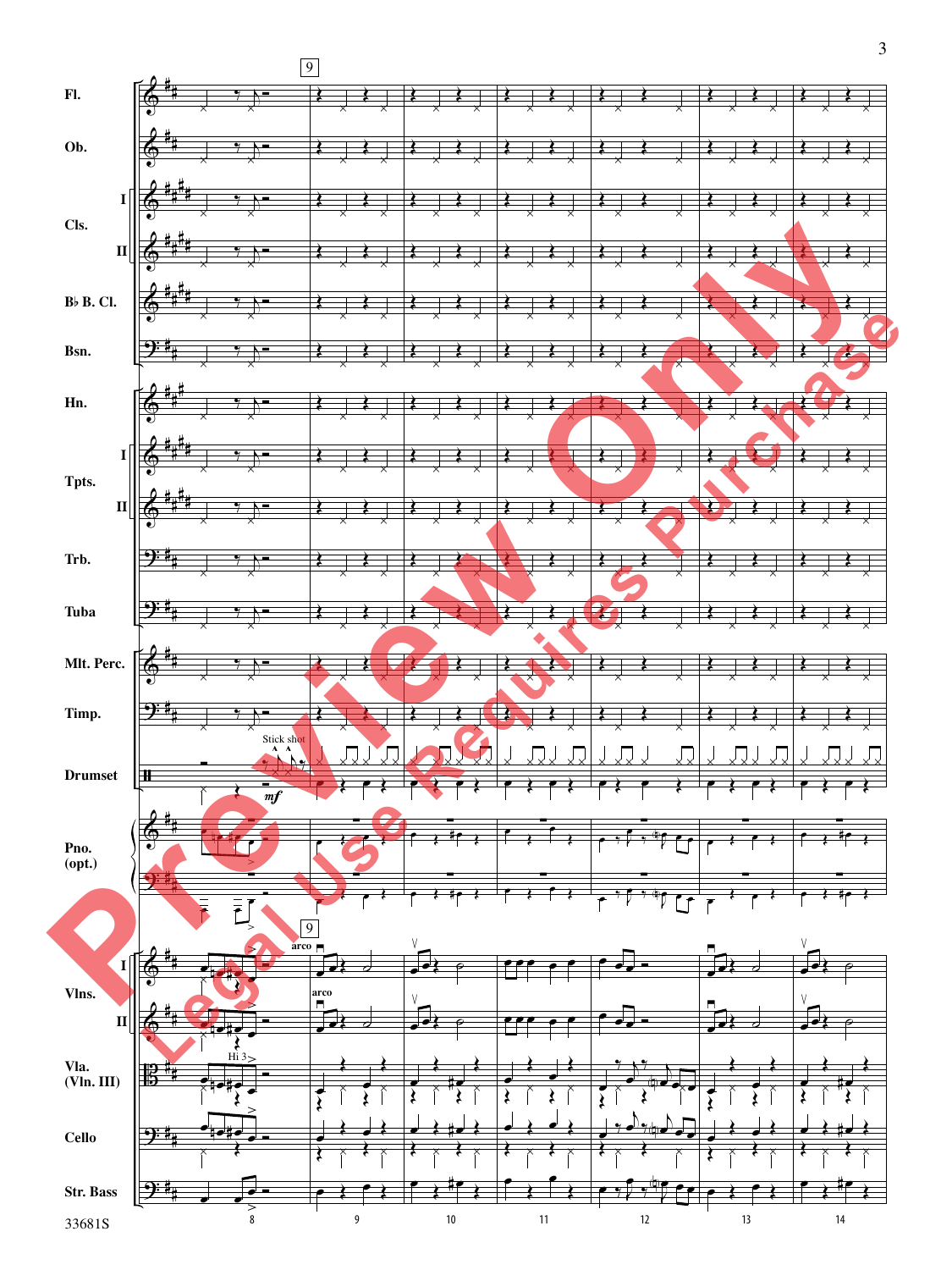Fl.

Ob.

Cls. I

Cls. II

B♭ B. Cl.

Bsn.

Hn.

Tpts. I

Tpts. II

Trb.

Tuba

Mlt. Perc.

Timp.

Drumset

Stick shot

*mf*

Pno. (opt.)

Vlns. I

Vlns. II

arco

Vla. (Vln. III)

Hi 3

Cello

Str. Bass

9

8 9 10 11 12 13 14

33681S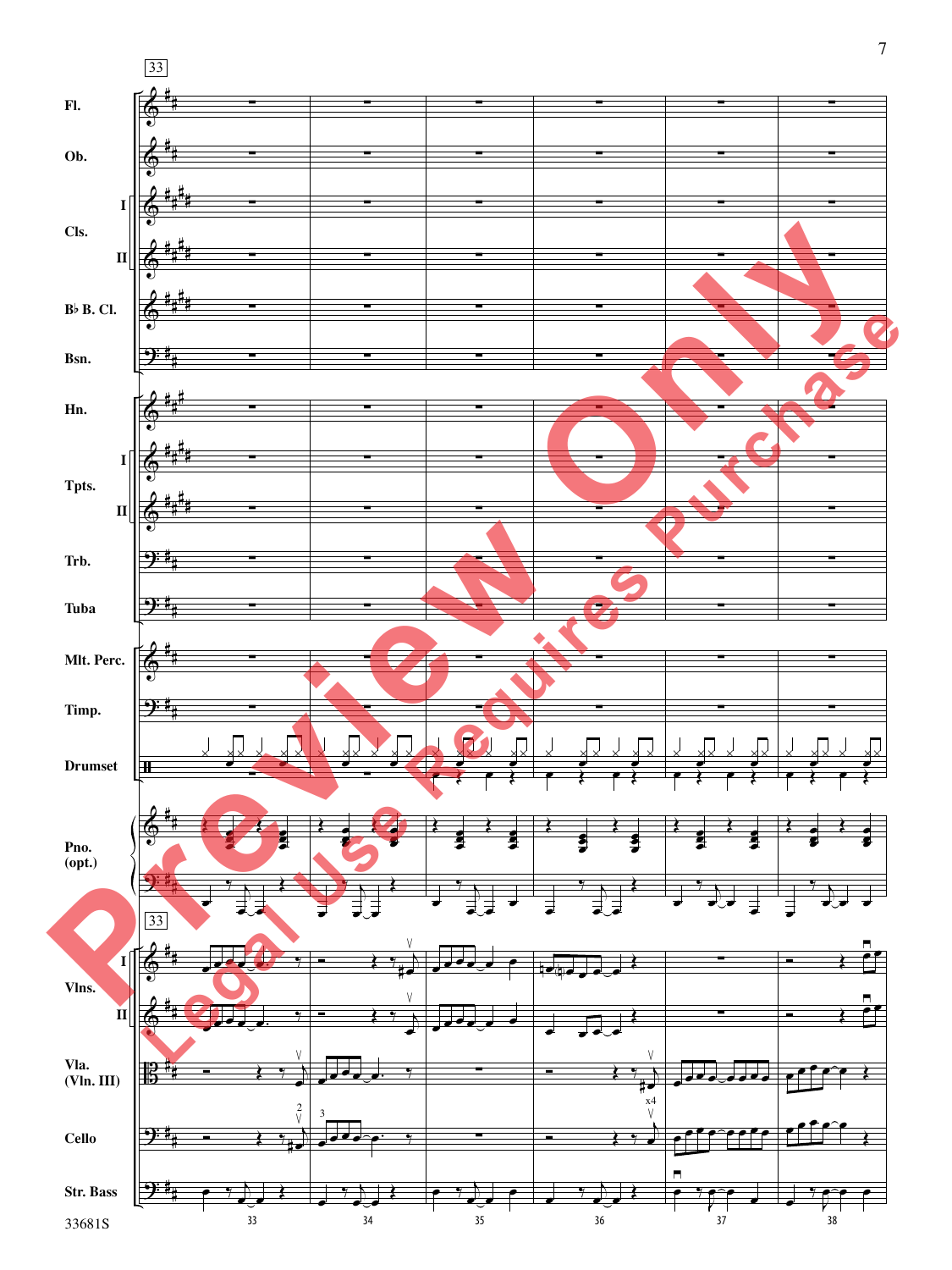33

Fl.

Ob.

Cls. I

Cls. II

B♭ B. Cl.

Bsn.

Hn.

Tpts. I

Tpts. II

Trb.

Tuba

Mlt. Perc.

Timp.

Drumset

Pno. (opt.)

33

Vlns. I

Vlns. II

Vla. (Vln. III)

Cello

Str. Bass

33 34 35 36 37 38

33681S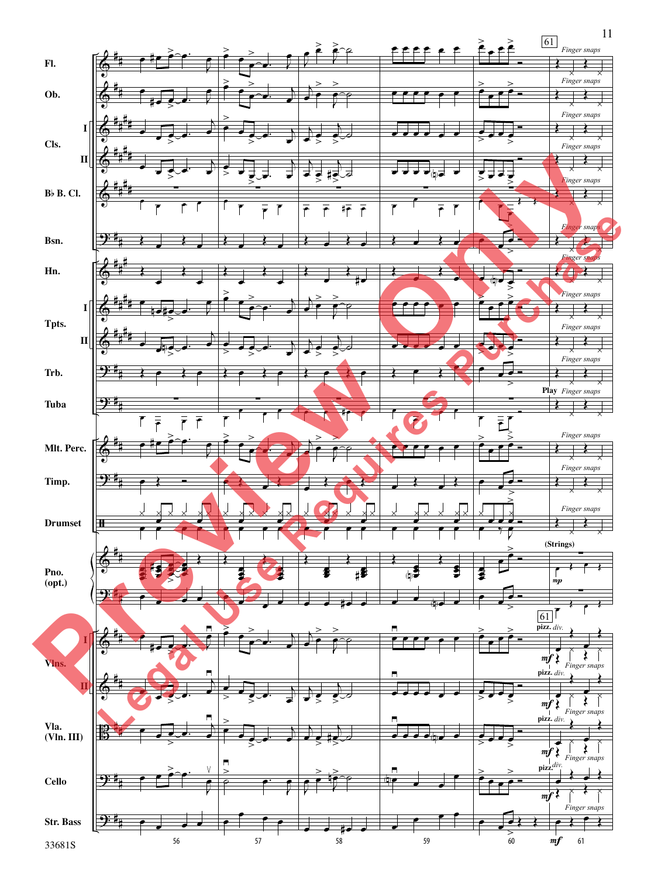Fl.

Ob.

Cls. I

Cls. II

B♭ B. Cl.

Bsn.

Hn.

Tpts. I

Tpts. II

Trb.

Tuba

Mlt. Perc.

Timp.

Drumset

Pno. (opt.)

Vlns. I

Vlns. II

Vla. (Vln. III)

Cello

Str. Bass

61

Finger snaps

Play

(Strings)

*mp*

pizz. div.

*mf*

56 57 58 59 60 61

33681S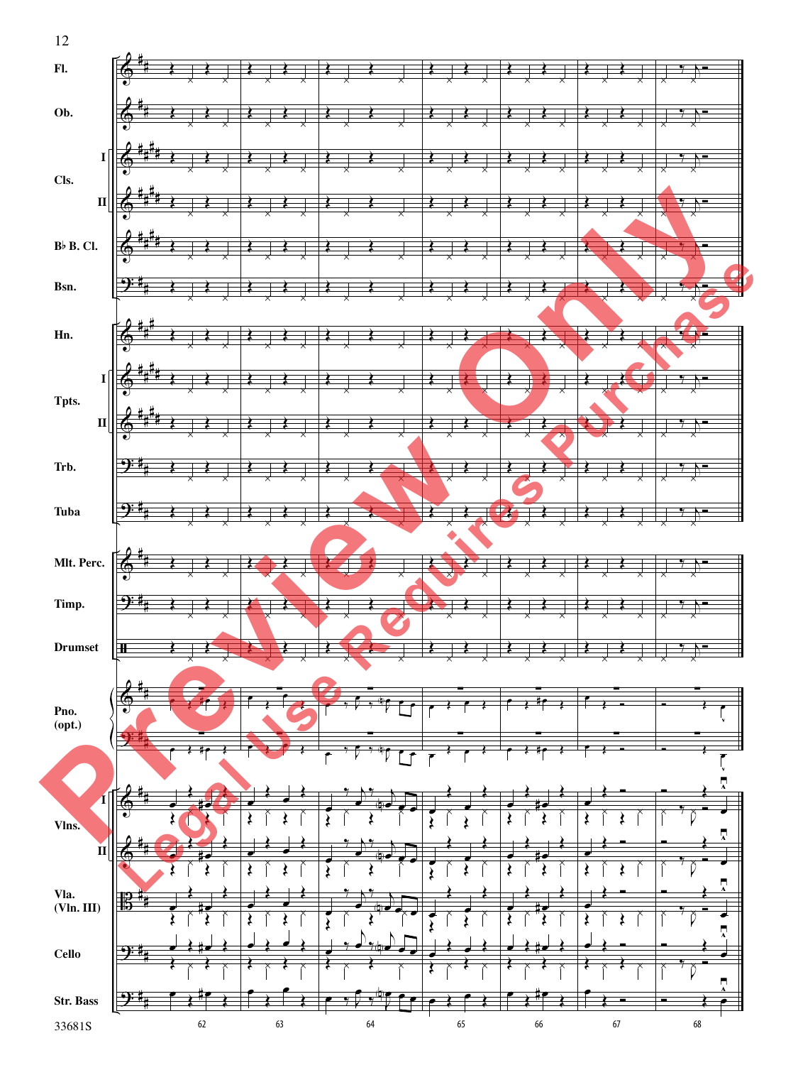Fl.

Ob.

Cls. I

Cls. II

B♭ B. Cl.

Bsn.

Hn.

Tpts. I

Tpts. II

Trb.

Tuba

Mlt. Perc.

Timp.

Drumset

Pno. (opt.)

Vlns. I

Vlns. II

Vla. (Vln. III)

Cello

Str. Bass

62 63 64 65 66 67 68

33681S

Preview Only

Legal Use Requires Purchase